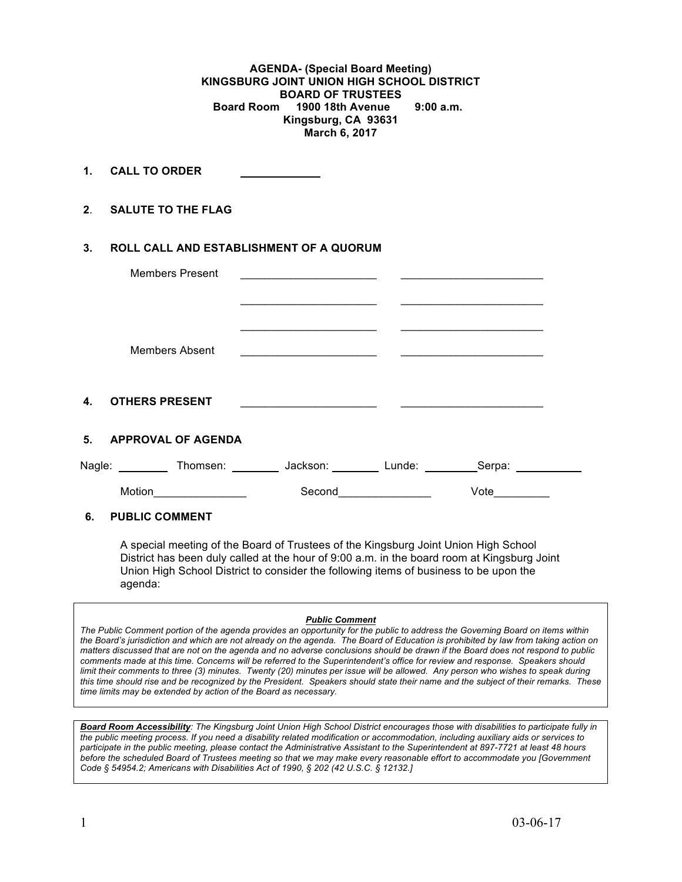**AGENDA- (Special Board Meeting)**
**KINGSBURG JOINT UNION HIGH SCHOOL DISTRICT**
**BOARD OF TRUSTEES**
**Board Room 1900 18th Avenue 9:00 a.m.**
**Kingsburg, CA 93631**
**March 6, 2017**

**1. CALL TO ORDER** ____________

**2. SALUTE TO THE FLAG**

**3. ROLL CALL AND ESTABLISHMENT OF A QUORUM**

Members Present ______________________ ______________________

______________________ ______________________

______________________ ______________________

Members Absent ______________________ ______________________

**4. OTHERS PRESENT** ______________________ ______________________

**5. APPROVAL OF AGENDA**

Nagle: ________ Thomsen: ________ Jackson: ________ Lunde: ________ Serpa: ________

Motion_______________ Second_______________ Vote_________

**6. PUBLIC COMMENT**

A special meeting of the Board of Trustees of the Kingsburg Joint Union High School District has been duly called at the hour of 9:00 a.m. in the board room at Kingsburg Joint Union High School District to consider the following items of business to be upon the agenda:

***Public Comment***

*The Public Comment portion of the agenda provides an opportunity for the public to address the Governing Board on items within the Board's jurisdiction and which are not already on the agenda. The Board of Education is prohibited by law from taking action on matters discussed that are not on the agenda and no adverse conclusions should be drawn if the Board does not respond to public comments made at this time. Concerns will be referred to the Superintendent's office for review and response. Speakers should limit their comments to three (3) minutes. Twenty (20) minutes per issue will be allowed. Any person who wishes to speak during this time should rise and be recognized by the President. Speakers should state their name and the subject of their remarks. These time limits may be extended by action of the Board as necessary.*

***Board Room Accessibility****: The Kingsburg Joint Union High School District encourages those with disabilities to participate fully in the public meeting process. If you need a disability related modification or accommodation, including auxiliary aids or services to participate in the public meeting, please contact the Administrative Assistant to the Superintendent at 897-7721 at least 48 hours before the scheduled Board of Trustees meeting so that we may make every reasonable effort to accommodate you [Government Code § 54954.2; Americans with Disabilities Act of 1990, § 202 (42 U.S.C. § 12132.]*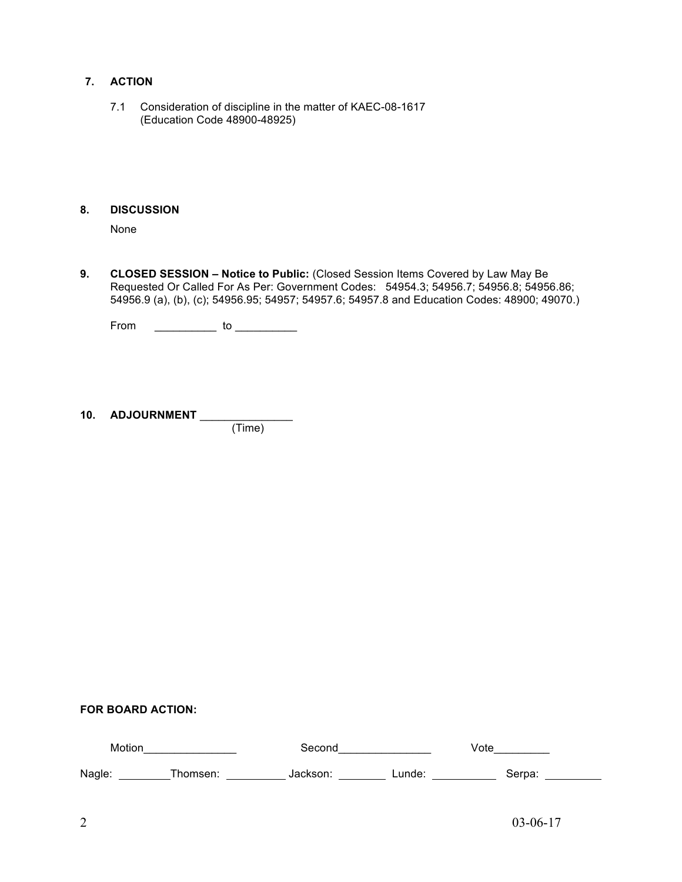## 7. ACTION

7.1 Consideration of discipline in the matter of KAEC-08-1617 (Education Code 48900-48925)

## 8. DISCUSSION

None

## 9. CLOSED SESSION – Notice to Public: (Closed Session Items Covered by Law May Be Requested Or Called For As Per: Government Codes: 54954.3; 54956.7; 54956.8; 54956.86; 54956.9 (a), (b), (c); 54956.95; 54957; 54957.6; 54957.8 and Education Codes: 48900; 49070.)

From __________ to __________

## 10. ADJOURNMENT _______________

(Time)

**FOR BOARD ACTION:**

Motion_______________ Second_______________ Vote_________

Nagle: ________ Thomsen: __________ Jackson: ________ Lunde: __________ Serpa: _________

03-06-17